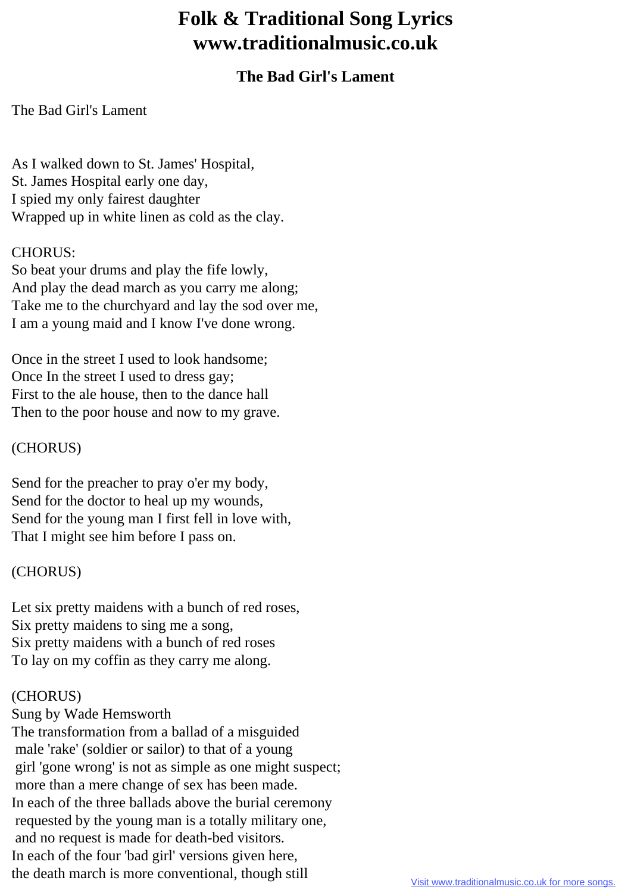# Folk & Traditional Song Lyrics
# www.traditionalmusic.co.uk

## The Bad Girl's Lament

The Bad Girl's Lament

As I walked down to St. James' Hospital,
St. James Hospital early one day,
I spied my only fairest daughter
Wrapped up in white linen as cold as the clay.

CHORUS:
So beat your drums and play the fife lowly,
And play the dead march as you carry me along;
Take me to the churchyard and lay the sod over me,
I am a young maid and I know I've done wrong.

Once in the street I used to look handsome;
Once In the street I used to dress gay;
First to the ale house, then to the dance hall
Then to the poor house and now to my grave.

(CHORUS)

Send for the preacher to pray o'er my body,
Send for the doctor to heal up my wounds,
Send for the young man I first fell in love with,
That I might see him before I pass on.

(CHORUS)

Let six pretty maidens with a bunch of red roses,
Six pretty maidens to sing me a song,
Six pretty maidens with a bunch of red roses
To lay on my coffin as they carry me along.

(CHORUS)
Sung by Wade Hemsworth
The transformation from a ballad of a misguided
male 'rake' (soldier or sailor) to that of a young
girl 'gone wrong' is not as simple as one might suspect;
more than a mere change of sex has been made.
In each of the three ballads above the burial ceremony
requested by the young man is a totally military one,
and no request is made for death-bed visitors.
In each of the four 'bad girl' versions given here,
the death march is more conventional, though still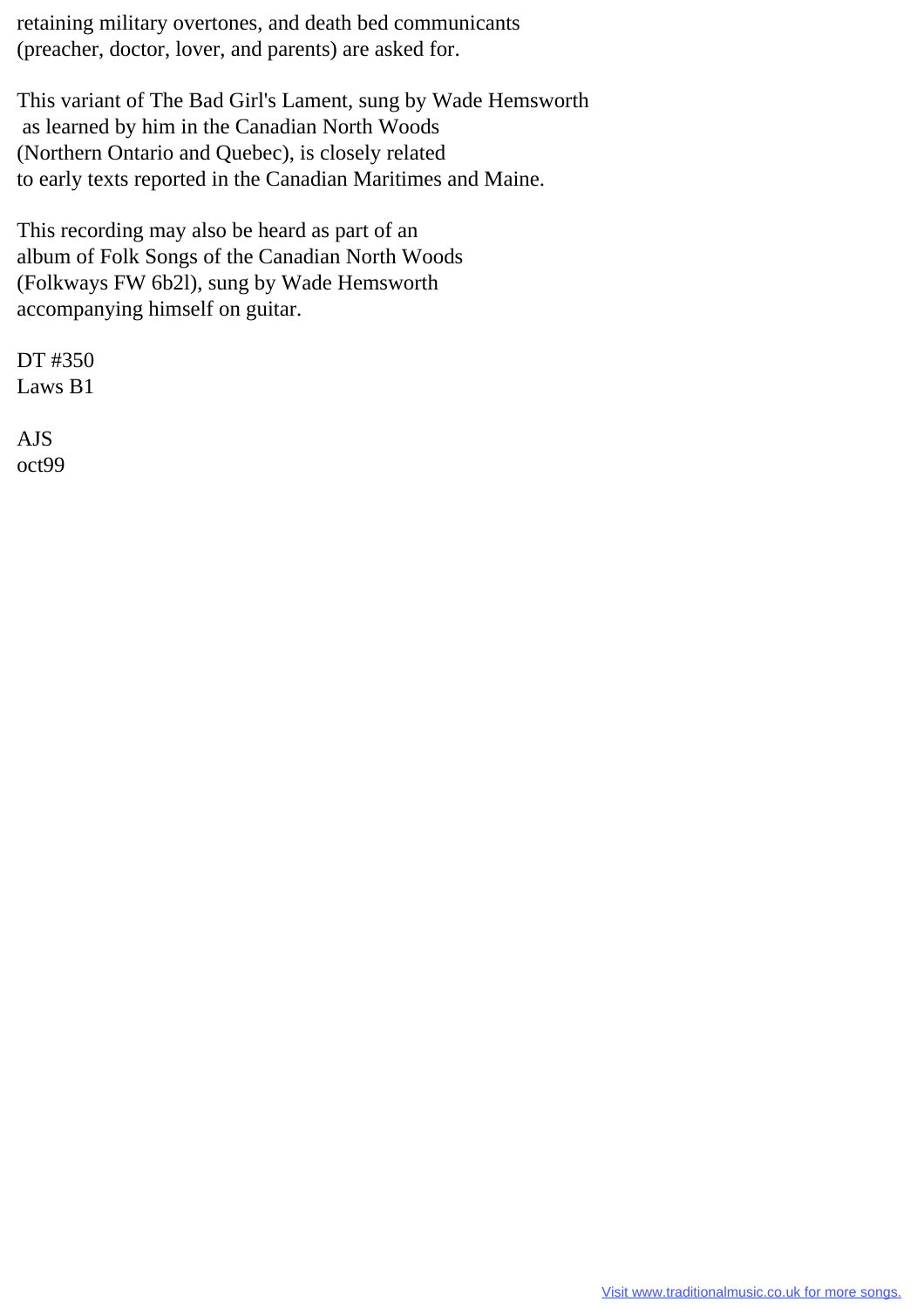retaining military overtones, and death bed communicants
(preacher, doctor, lover, and parents) are asked for.

This variant of The Bad Girl's Lament, sung by Wade Hemsworth
as learned by him in the Canadian North Woods
(Northern Ontario and Quebec), is closely related
to early texts reported in the Canadian Maritimes and Maine.

This recording may also be heard as part of an
album of Folk Songs of the Canadian North Woods
(Folkways FW 6b2l), sung by Wade Hemsworth
accompanying himself on guitar.

DT #350
Laws B1

AJS
oct99